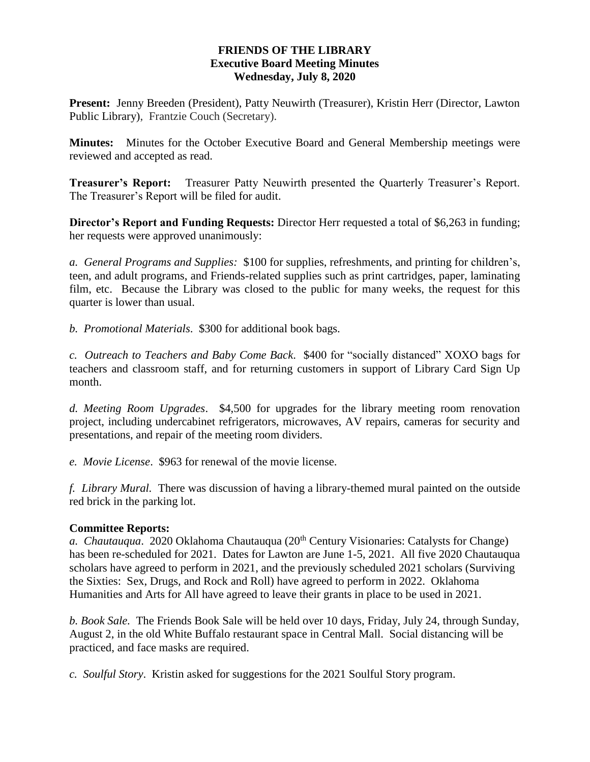# FRIENDS OF THE LIBRARY
## Executive Board Meeting Minutes
### Wednesday, July 8, 2020

**Present:** Jenny Breeden (President), Patty Neuwirth (Treasurer), Kristin Herr (Director, Lawton Public Library), Frantzie Couch (Secretary).

**Minutes:** Minutes for the October Executive Board and General Membership meetings were reviewed and accepted as read.

**Treasurer's Report:** Treasurer Patty Neuwirth presented the Quarterly Treasurer's Report. The Treasurer's Report will be filed for audit.

**Director's Report and Funding Requests:** Director Herr requested a total of $6,263 in funding; her requests were approved unanimously:

*a. General Programs and Supplies:* $100 for supplies, refreshments, and printing for children's, teen, and adult programs, and Friends-related supplies such as print cartridges, paper, laminating film, etc. Because the Library was closed to the public for many weeks, the request for this quarter is lower than usual.

*b. Promotional Materials*. $300 for additional book bags.

*c. Outreach to Teachers and Baby Come Back.* $400 for "socially distanced" XOXO bags for teachers and classroom staff, and for returning customers in support of Library Card Sign Up month.

*d. Meeting Room Upgrades*. $4,500 for upgrades for the library meeting room renovation project, including undercabinet refrigerators, microwaves, AV repairs, cameras for security and presentations, and repair of the meeting room dividers.

*e. Movie License*. $963 for renewal of the movie license.

*f. Library Mural.* There was discussion of having a library-themed mural painted on the outside red brick in the parking lot.

**Committee Reports:**

*a. Chautauqua*. 2020 Oklahoma Chautauqua (20th Century Visionaries: Catalysts for Change) has been re-scheduled for 2021. Dates for Lawton are June 1-5, 2021. All five 2020 Chautauqua scholars have agreed to perform in 2021, and the previously scheduled 2021 scholars (Surviving the Sixties: Sex, Drugs, and Rock and Roll) have agreed to perform in 2022. Oklahoma Humanities and Arts for All have agreed to leave their grants in place to be used in 2021.

*b. Book Sale.* The Friends Book Sale will be held over 10 days, Friday, July 24, through Sunday, August 2, in the old White Buffalo restaurant space in Central Mall. Social distancing will be practiced, and face masks are required.

*c. Soulful Story*. Kristin asked for suggestions for the 2021 Soulful Story program.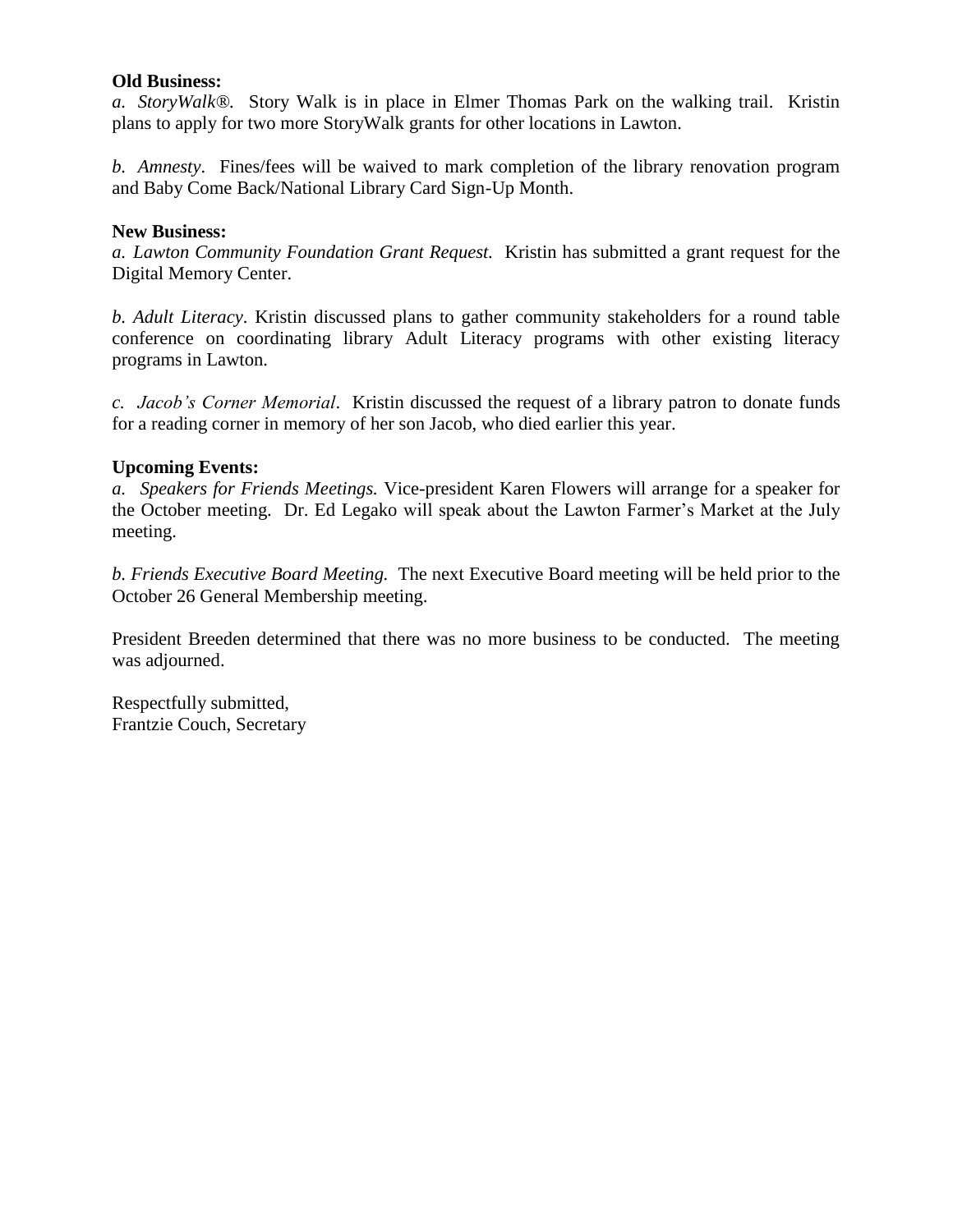**Old Business:**

*a. StoryWalk®.* Story Walk is in place in Elmer Thomas Park on the walking trail. Kristin plans to apply for two more StoryWalk grants for other locations in Lawton.

*b. Amnesty*. Fines/fees will be waived to mark completion of the library renovation program and Baby Come Back/National Library Card Sign-Up Month.

**New Business:**

*a. Lawton Community Foundation Grant Request.* Kristin has submitted a grant request for the Digital Memory Center.

*b. Adult Literacy*. Kristin discussed plans to gather community stakeholders for a round table conference on coordinating library Adult Literacy programs with other existing literacy programs in Lawton.

*c. Jacob's Corner Memorial*. Kristin discussed the request of a library patron to donate funds for a reading corner in memory of her son Jacob, who died earlier this year.

**Upcoming Events:**

*a. Speakers for Friends Meetings.* Vice-president Karen Flowers will arrange for a speaker for the October meeting. Dr. Ed Legako will speak about the Lawton Farmer's Market at the July meeting.

*b. Friends Executive Board Meeting.* The next Executive Board meeting will be held prior to the October 26 General Membership meeting.

President Breeden determined that there was no more business to be conducted. The meeting was adjourned.

Respectfully submitted,
Frantzie Couch, Secretary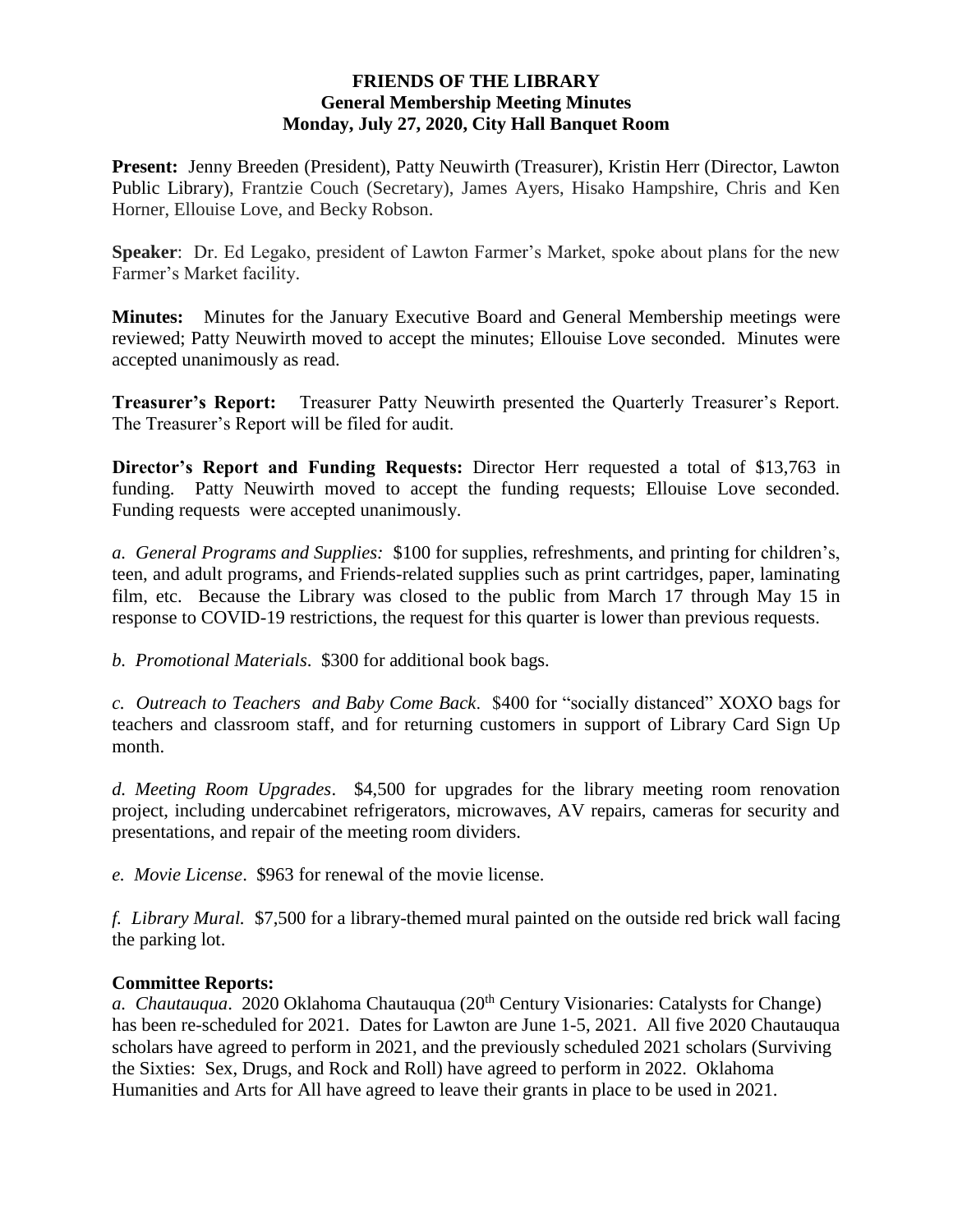**FRIENDS OF THE LIBRARY**
**General Membership Meeting Minutes**
**Monday, July 27, 2020, City Hall Banquet Room**

**Present:** Jenny Breeden (President), Patty Neuwirth (Treasurer), Kristin Herr (Director, Lawton Public Library), Frantzie Couch (Secretary), James Ayers, Hisako Hampshire, Chris and Ken Horner, Ellouise Love, and Becky Robson.

**Speaker**: Dr. Ed Legako, president of Lawton Farmer's Market, spoke about plans for the new Farmer's Market facility.

**Minutes:** Minutes for the January Executive Board and General Membership meetings were reviewed; Patty Neuwirth moved to accept the minutes; Ellouise Love seconded. Minutes were accepted unanimously as read.

**Treasurer's Report:** Treasurer Patty Neuwirth presented the Quarterly Treasurer's Report. The Treasurer's Report will be filed for audit.

**Director's Report and Funding Requests:** Director Herr requested a total of $13,763 in funding. Patty Neuwirth moved to accept the funding requests; Ellouise Love seconded. Funding requests were accepted unanimously.

*a. General Programs and Supplies:* $100 for supplies, refreshments, and printing for children's, teen, and adult programs, and Friends-related supplies such as print cartridges, paper, laminating film, etc. Because the Library was closed to the public from March 17 through May 15 in response to COVID-19 restrictions, the request for this quarter is lower than previous requests.

*b. Promotional Materials*. $300 for additional book bags.

*c. Outreach to Teachers and Baby Come Back*. $400 for "socially distanced" XOXO bags for teachers and classroom staff, and for returning customers in support of Library Card Sign Up month.

*d. Meeting Room Upgrades*. $4,500 for upgrades for the library meeting room renovation project, including undercabinet refrigerators, microwaves, AV repairs, cameras for security and presentations, and repair of the meeting room dividers.

*e. Movie License*. $963 for renewal of the movie license.

*f. Library Mural.* $7,500 for a library-themed mural painted on the outside red brick wall facing the parking lot.

**Committee Reports:**

*a. Chautauqua*. 2020 Oklahoma Chautauqua (20th Century Visionaries: Catalysts for Change) has been re-scheduled for 2021. Dates for Lawton are June 1-5, 2021. All five 2020 Chautauqua scholars have agreed to perform in 2021, and the previously scheduled 2021 scholars (Surviving the Sixties: Sex, Drugs, and Rock and Roll) have agreed to perform in 2022. Oklahoma Humanities and Arts for All have agreed to leave their grants in place to be used in 2021.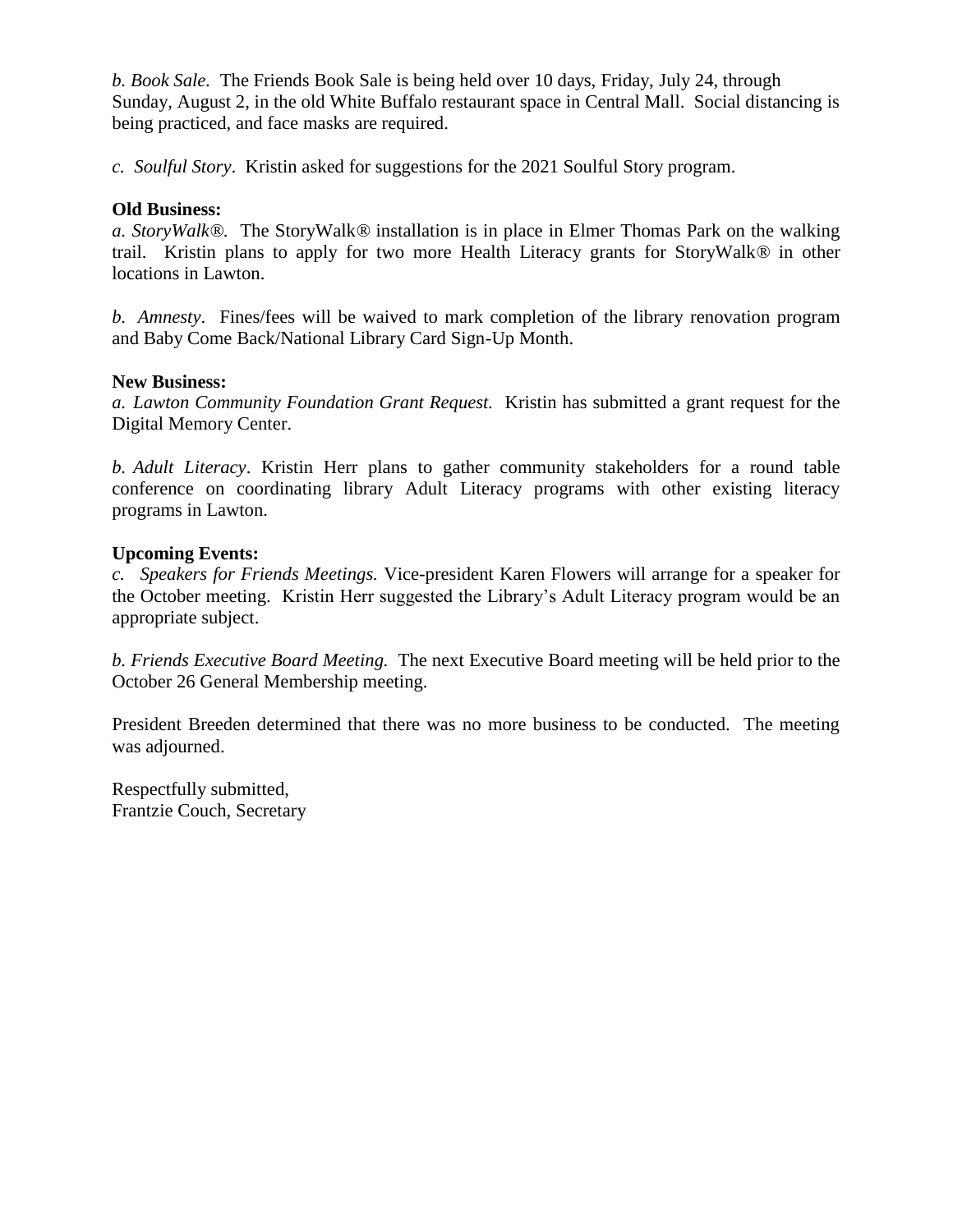*b. Book Sale.* The Friends Book Sale is being held over 10 days, Friday, July 24, through Sunday, August 2, in the old White Buffalo restaurant space in Central Mall. Social distancing is being practiced, and face masks are required.

*c. Soulful Story*. Kristin asked for suggestions for the 2021 Soulful Story program.

**Old Business:**

*a. StoryWalk®.* The StoryWalk® installation is in place in Elmer Thomas Park on the walking trail. Kristin plans to apply for two more Health Literacy grants for StoryWalk® in other locations in Lawton.

*b. Amnesty*. Fines/fees will be waived to mark completion of the library renovation program and Baby Come Back/National Library Card Sign-Up Month.

**New Business:**

*a. Lawton Community Foundation Grant Request.* Kristin has submitted a grant request for the Digital Memory Center.

*b. Adult Literacy*. Kristin Herr plans to gather community stakeholders for a round table conference on coordinating library Adult Literacy programs with other existing literacy programs in Lawton.

**Upcoming Events:**

*c. Speakers for Friends Meetings.* Vice-president Karen Flowers will arrange for a speaker for the October meeting. Kristin Herr suggested the Library's Adult Literacy program would be an appropriate subject.

*b. Friends Executive Board Meeting.* The next Executive Board meeting will be held prior to the October 26 General Membership meeting.

President Breeden determined that there was no more business to be conducted. The meeting was adjourned.

Respectfully submitted,
Frantzie Couch, Secretary